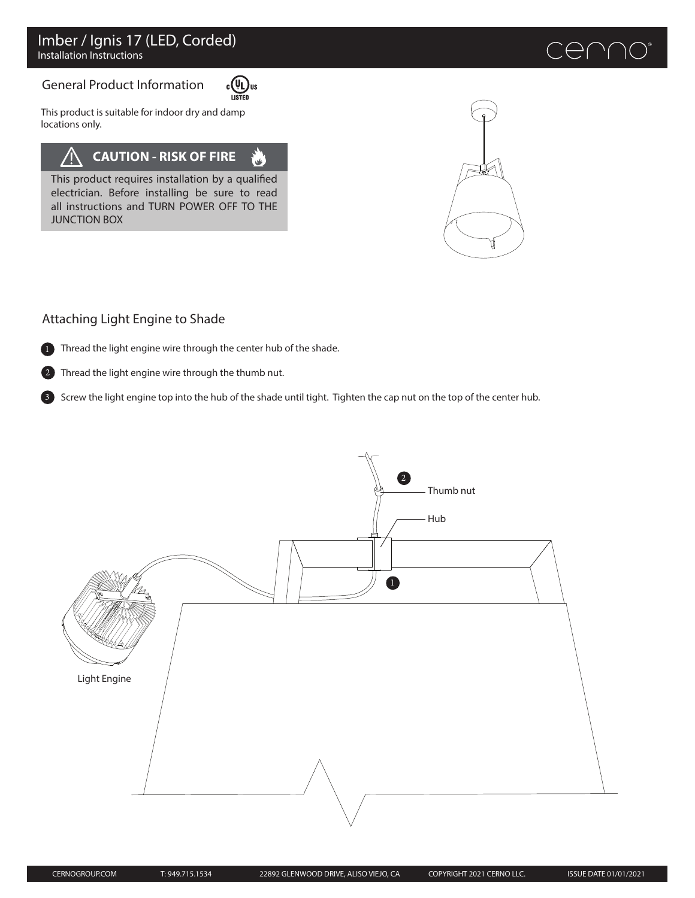# Imber / Ignis 17 (LED, Corded)

Installation Instructions

## General Product Information

This product is suitable for indoor dry and damp locations only.

**CAUTION - RISK OF FIRE**

This product requires installation by a qualified electrician. Before installing be sure to read all instructions and TURN POWER OFF TO THE JUNCTION BOX

## Attaching Light Engine to Shade

1. Thread the light engine wire through the center hub of the shade.
2. Thread the light engine wire through the thumb nut.
3. Screw the light engine top into the hub of the shade until tight. Tighten the cap nut on the top of the center hub.

Thumb nut

Hub

Light Engine

CERNOGROUP.COM T: 949.715.1534 22892 GLENWOOD DRIVE, ALISO VIEJO, CA COPYRIGHT 2021 CERNO LLC. ISSUE DATE 01/01/2021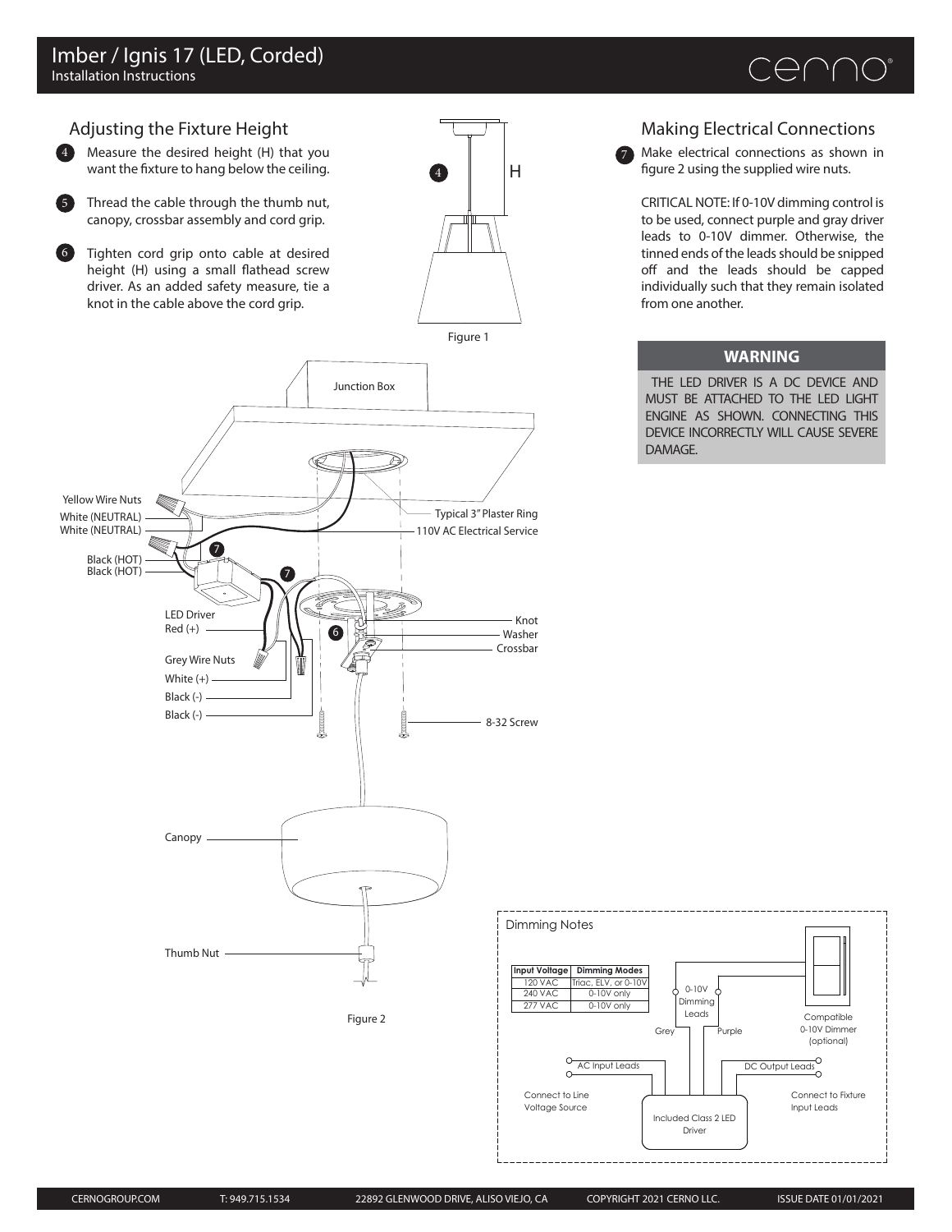# Imber / Ignis 17 (LED, Corded)

Installation Instructions

## Adjusting the Fixture Height

4. Measure the desired height (H) that you want the fixture to hang below the ceiling.

5. Thread the cable through the thumb nut, canopy, crossbar assembly and cord grip.

6. Tighten cord grip onto cable at desired height (H) using a small flathead screw driver. As an added safety measure, tie a knot in the cable above the cord grip.

Figure 1

Figure 2

## Making Electrical Connections

7. Make electrical connections as shown in figure 2 using the supplied wire nuts.

CRITICAL NOTE: If 0-10V dimming control is to be used, connect purple and gray driver leads to 0-10V dimmer. Otherwise, the tinned ends of the leads should be snipped off and the leads should be capped individually such that they remain isolated from one another.

**WARNING**

THE LED DRIVER IS A DC DEVICE AND MUST BE ATTACHED TO THE LED LIGHT ENGINE AS SHOWN. CONNECTING THIS DEVICE INCORRECTLY WILL CAUSE SEVERE DAMAGE.

### Dimming Notes

| Input Voltage | Dimming Modes |
|---|---|
| 120 VAC | Triac, ELV, or 0-10V |
| 240 VAC | 0-10V only |
| 277 VAC | 0-10V only |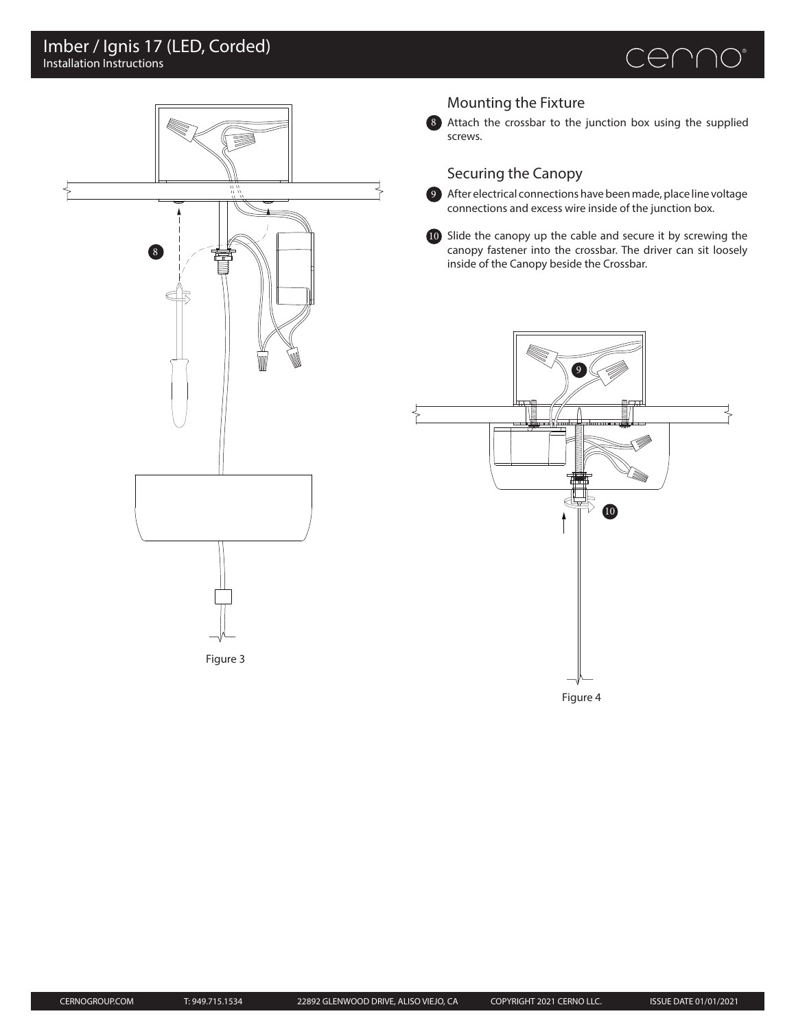## Mounting the Fixture

8 Attach the crossbar to the junction box using the supplied screws.

## Securing the Canopy

9 After electrical connections have been made, place line voltage connections and excess wire inside of the junction box.

10 Slide the canopy up the cable and secure it by screwing the canopy fastener into the crossbar. The driver can sit loosely inside of the Canopy beside the Crossbar.

8

Figure 3

9

10

Figure 4